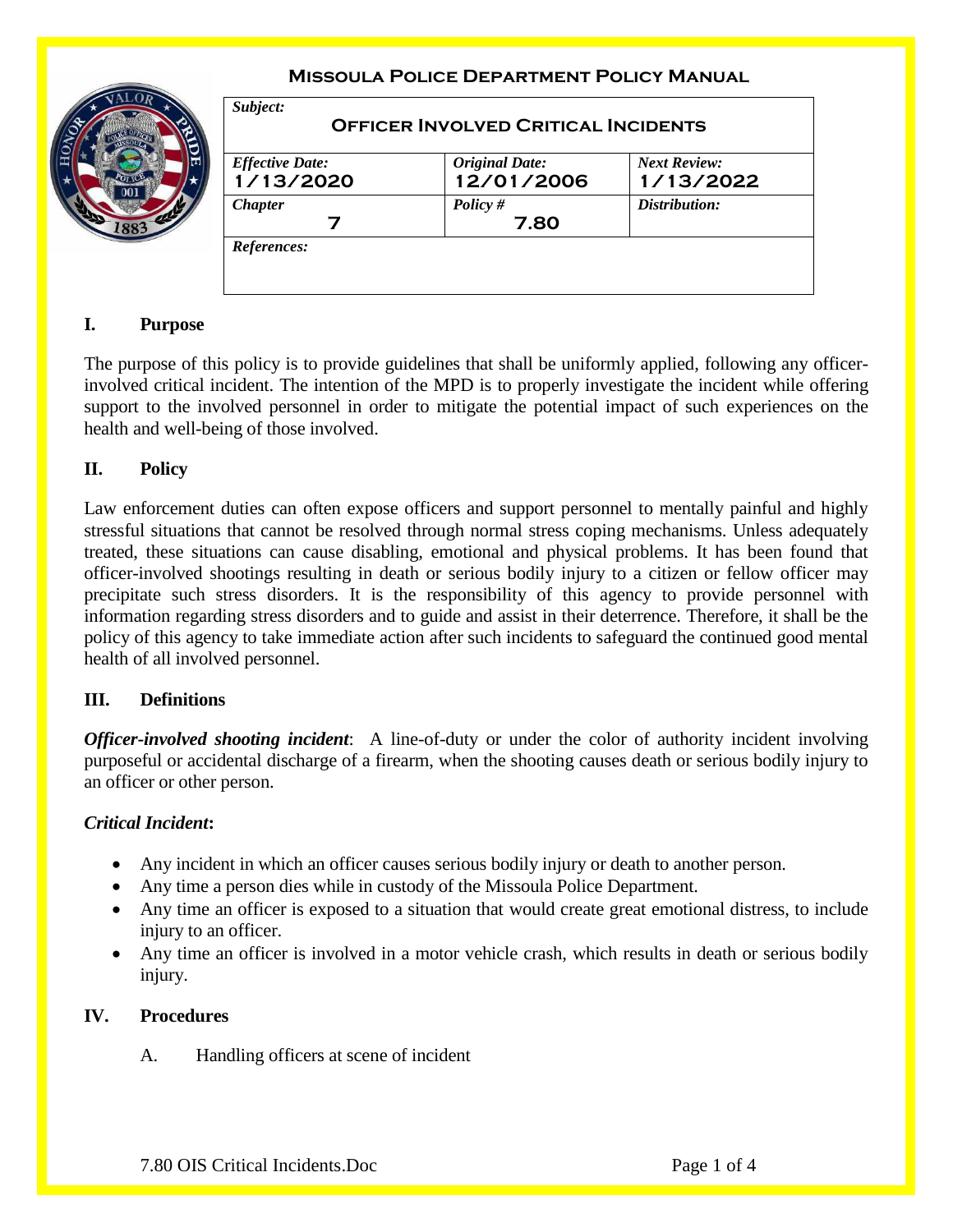**Missoula Police Department Policy Manual**

| *Subject:* **Officer Involved Critical Incidents** | | |
|---|---|---|
| *Effective Date:* **1/13/2020** | *Original Date:* **12/01/2006** | *Next Review:* **1/13/2022** |
| *Chapter* **7** | *Policy #* **7.80** | *Distribution:* |
| *References:* | | |

## I. Purpose

The purpose of this policy is to provide guidelines that shall be uniformly applied, following any officer-involved critical incident. The intention of the MPD is to properly investigate the incident while offering support to the involved personnel in order to mitigate the potential impact of such experiences on the health and well-being of those involved.

## II. Policy

Law enforcement duties can often expose officers and support personnel to mentally painful and highly stressful situations that cannot be resolved through normal stress coping mechanisms. Unless adequately treated, these situations can cause disabling, emotional and physical problems. It has been found that officer-involved shootings resulting in death or serious bodily injury to a citizen or fellow officer may precipitate such stress disorders. It is the responsibility of this agency to provide personnel with information regarding stress disorders and to guide and assist in their deterrence. Therefore, it shall be the policy of this agency to take immediate action after such incidents to safeguard the continued good mental health of all involved personnel.

## III. Definitions

***Officer-involved shooting incident***: A line-of-duty or under the color of authority incident involving purposeful or accidental discharge of a firearm, when the shooting causes death or serious bodily injury to an officer or other person.

***Critical Incident*:**

- Any incident in which an officer causes serious bodily injury or death to another person.
- Any time a person dies while in custody of the Missoula Police Department.
- Any time an officer is exposed to a situation that would create great emotional distress, to include injury to an officer.
- Any time an officer is involved in a motor vehicle crash, which results in death or serious bodily injury.

## IV. Procedures

A. Handling officers at scene of incident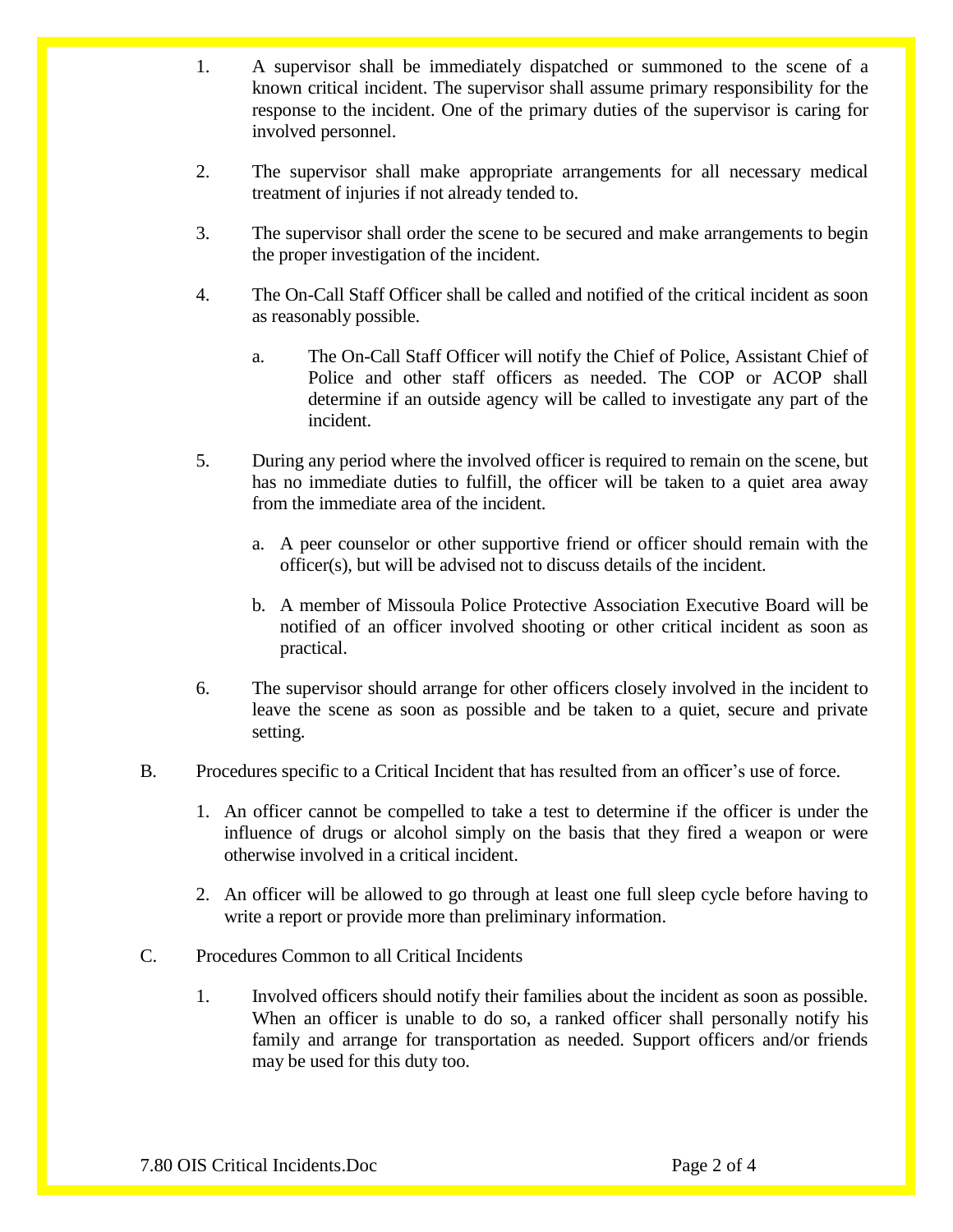1. A supervisor shall be immediately dispatched or summoned to the scene of a known critical incident. The supervisor shall assume primary responsibility for the response to the incident. One of the primary duties of the supervisor is caring for involved personnel.

2. The supervisor shall make appropriate arrangements for all necessary medical treatment of injuries if not already tended to.

3. The supervisor shall order the scene to be secured and make arrangements to begin the proper investigation of the incident.

4. The On-Call Staff Officer shall be called and notified of the critical incident as soon as reasonably possible.

   a. The On-Call Staff Officer will notify the Chief of Police, Assistant Chief of Police and other staff officers as needed. The COP or ACOP shall determine if an outside agency will be called to investigate any part of the incident.

5. During any period where the involved officer is required to remain on the scene, but has no immediate duties to fulfill, the officer will be taken to a quiet area away from the immediate area of the incident.

   a. A peer counselor or other supportive friend or officer should remain with the officer(s), but will be advised not to discuss details of the incident.

   b. A member of Missoula Police Protective Association Executive Board will be notified of an officer involved shooting or other critical incident as soon as practical.

6. The supervisor should arrange for other officers closely involved in the incident to leave the scene as soon as possible and be taken to a quiet, secure and private setting.

B. Procedures specific to a Critical Incident that has resulted from an officer's use of force.

   1. An officer cannot be compelled to take a test to determine if the officer is under the influence of drugs or alcohol simply on the basis that they fired a weapon or were otherwise involved in a critical incident.

   2. An officer will be allowed to go through at least one full sleep cycle before having to write a report or provide more than preliminary information.

C. Procedures Common to all Critical Incidents

   1. Involved officers should notify their families about the incident as soon as possible. When an officer is unable to do so, a ranked officer shall personally notify his family and arrange for transportation as needed. Support officers and/or friends may be used for this duty too.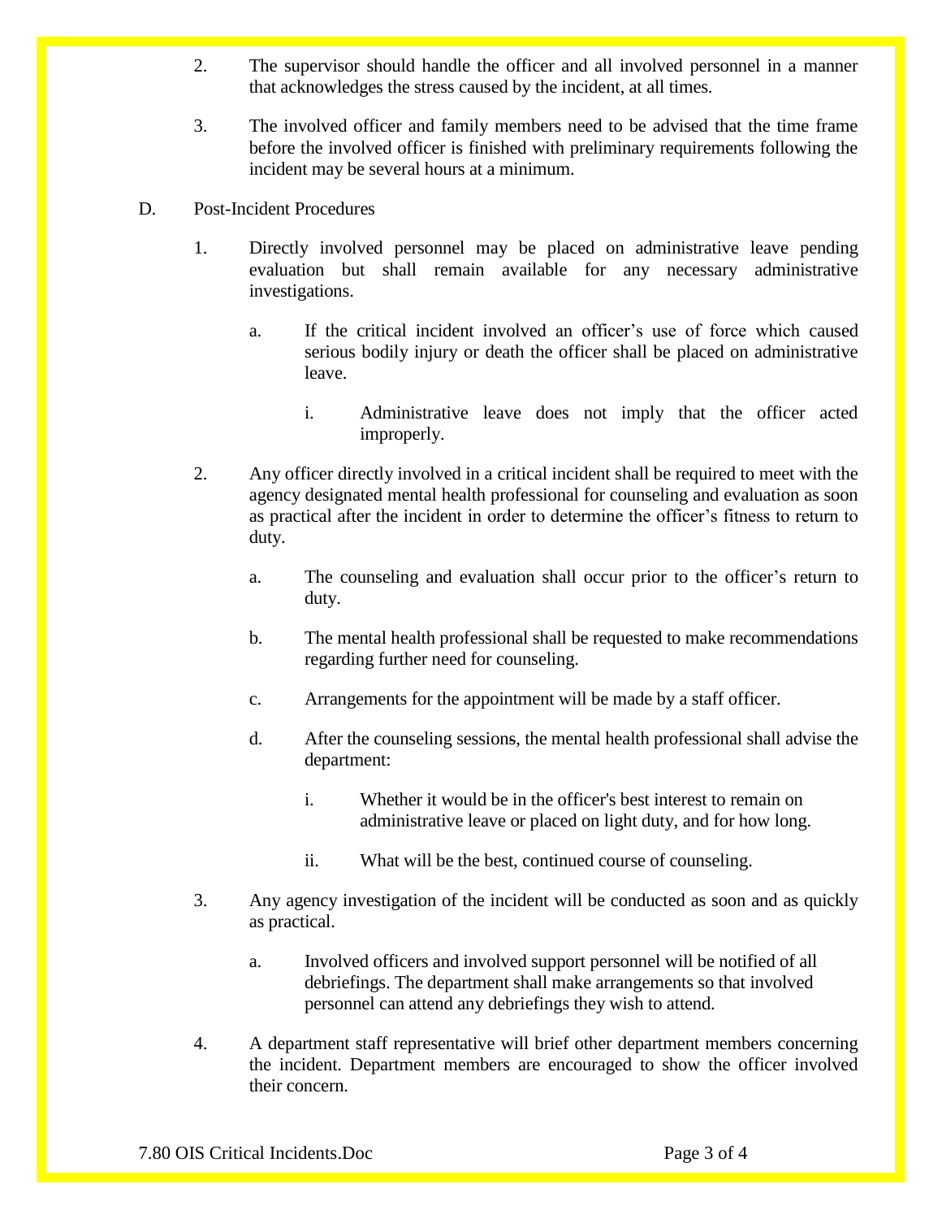2. The supervisor should handle the officer and all involved personnel in a manner that acknowledges the stress caused by the incident, at all times.

3. The involved officer and family members need to be advised that the time frame before the involved officer is finished with preliminary requirements following the incident may be several hours at a minimum.

D. Post-Incident Procedures

1. Directly involved personnel may be placed on administrative leave pending evaluation but shall remain available for any necessary administrative investigations.

   a. If the critical incident involved an officer's use of force which caused serious bodily injury or death the officer shall be placed on administrative leave.

      i. Administrative leave does not imply that the officer acted improperly.

2. Any officer directly involved in a critical incident shall be required to meet with the agency designated mental health professional for counseling and evaluation as soon as practical after the incident in order to determine the officer's fitness to return to duty.

   a. The counseling and evaluation shall occur prior to the officer's return to duty.

   b. The mental health professional shall be requested to make recommendations regarding further need for counseling.

   c. Arrangements for the appointment will be made by a staff officer.

   d. After the counseling sessions, the mental health professional shall advise the department:

      i. Whether it would be in the officer's best interest to remain on administrative leave or placed on light duty, and for how long.

      ii. What will be the best, continued course of counseling.

3. Any agency investigation of the incident will be conducted as soon and as quickly as practical.

   a. Involved officers and involved support personnel will be notified of all debriefings. The department shall make arrangements so that involved personnel can attend any debriefings they wish to attend.

4. A department staff representative will brief other department members concerning the incident. Department members are encouraged to show the officer involved their concern.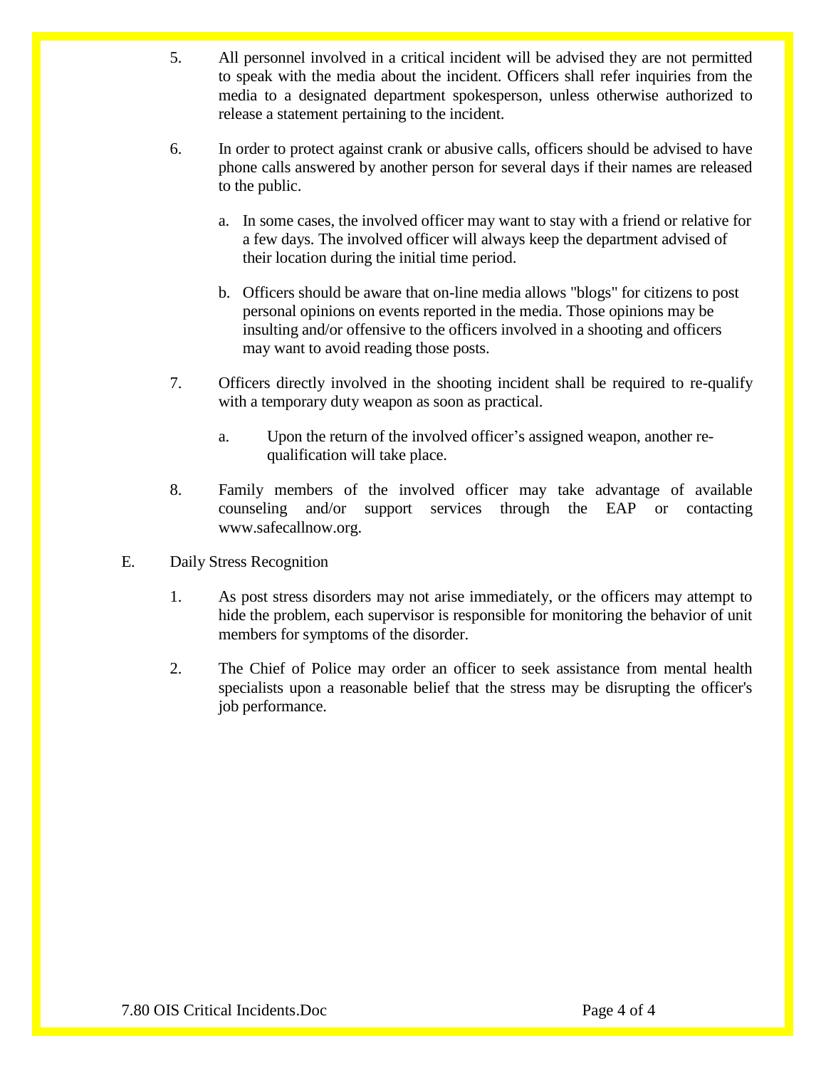5. All personnel involved in a critical incident will be advised they are not permitted to speak with the media about the incident. Officers shall refer inquiries from the media to a designated department spokesperson, unless otherwise authorized to release a statement pertaining to the incident.

6. In order to protect against crank or abusive calls, officers should be advised to have phone calls answered by another person for several days if their names are released to the public.

   a. In some cases, the involved officer may want to stay with a friend or relative for a few days. The involved officer will always keep the department advised of their location during the initial time period.

   b. Officers should be aware that on-line media allows "blogs" for citizens to post personal opinions on events reported in the media. Those opinions may be insulting and/or offensive to the officers involved in a shooting and officers may want to avoid reading those posts.

7. Officers directly involved in the shooting incident shall be required to re-qualify with a temporary duty weapon as soon as practical.

   a. Upon the return of the involved officer's assigned weapon, another re-qualification will take place.

8. Family members of the involved officer may take advantage of available counseling and/or support services through the EAP or contacting www.safecallnow.org.

E. Daily Stress Recognition

1. As post stress disorders may not arise immediately, or the officers may attempt to hide the problem, each supervisor is responsible for monitoring the behavior of unit members for symptoms of the disorder.

2. The Chief of Police may order an officer to seek assistance from mental health specialists upon a reasonable belief that the stress may be disrupting the officer's job performance.